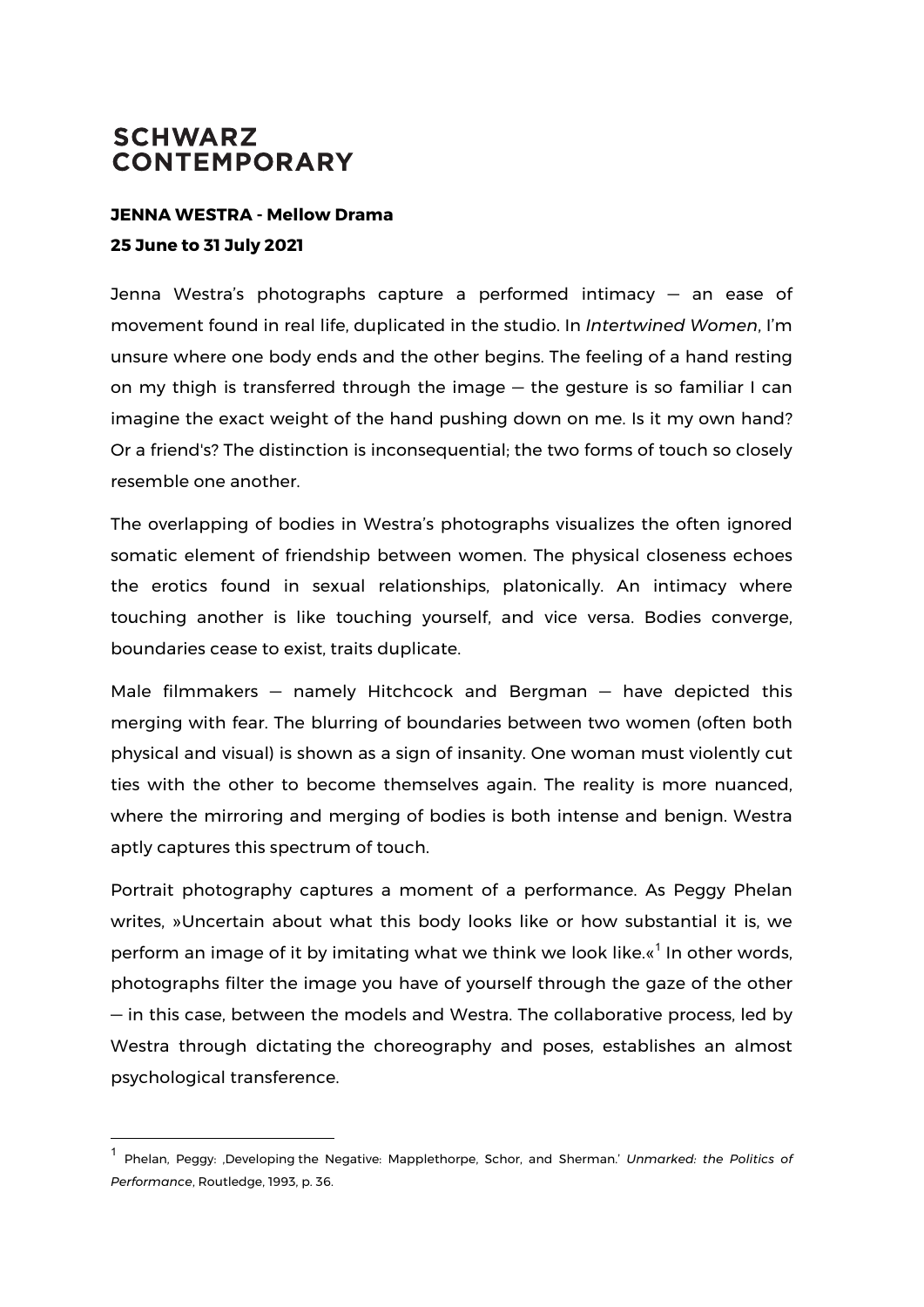# SCHWARZ CONTEMPORARY

**JENNA WESTRA - Mellow Drama**

**25 June to 31 July 2021**

Jenna Westra's photographs capture a performed intimacy — an ease of movement found in real life, duplicated in the studio. In *Intertwined Women*, I'm unsure where one body ends and the other begins. The feeling of a hand resting on my thigh is transferred through the image — the gesture is so familiar I can imagine the exact weight of the hand pushing down on me. Is it my own hand? Or a friend's? The distinction is inconsequential; the two forms of touch so closely resemble one another.

The overlapping of bodies in Westra's photographs visualizes the often ignored somatic element of friendship between women. The physical closeness echoes the erotics found in sexual relationships, platonically. An intimacy where touching another is like touching yourself, and vice versa. Bodies converge, boundaries cease to exist, traits duplicate.

Male filmmakers — namely Hitchcock and Bergman — have depicted this merging with fear. The blurring of boundaries between two women (often both physical and visual) is shown as a sign of insanity. One woman must violently cut ties with the other to become themselves again. The reality is more nuanced, where the mirroring and merging of bodies is both intense and benign. Westra aptly captures this spectrum of touch.

Portrait photography captures a moment of a performance. As Peggy Phelan writes, »Uncertain about what this body looks like or how substantial it is, we perform an image of it by imitating what we think we look like.«[1] In other words, photographs filter the image you have of yourself through the gaze of the other — in this case, between the models and Westra. The collaborative process, led by Westra through dictating the choreography and poses, establishes an almost psychological transference.

---

[1] Phelan, Peggy: ‚Developing the Negative: Mapplethorpe, Schor, and Sherman.' *Unmarked: the Politics of Performance*, Routledge, 1993, p. 36.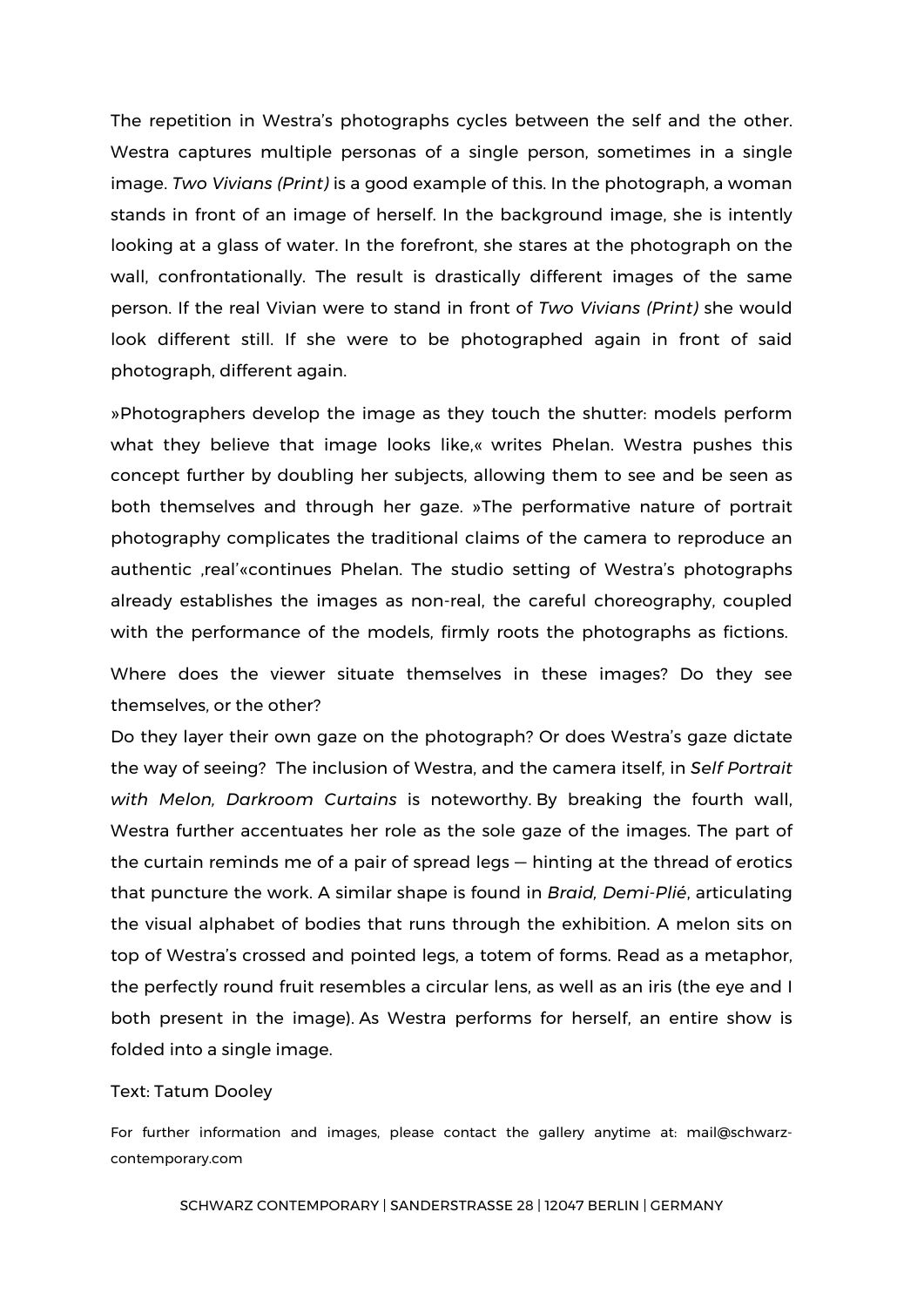The repetition in Westra's photographs cycles between the self and the other. Westra captures multiple personas of a single person, sometimes in a single image. *Two Vivians (Print)* is a good example of this. In the photograph, a woman stands in front of an image of herself. In the background image, she is intently looking at a glass of water. In the forefront, she stares at the photograph on the wall, confrontationally. The result is drastically different images of the same person. If the real Vivian were to stand in front of *Two Vivians (Print)* she would look different still. If she were to be photographed again in front of said photograph, different again.

»Photographers develop the image as they touch the shutter: models perform what they believe that image looks like,« writes Phelan. Westra pushes this concept further by doubling her subjects, allowing them to see and be seen as both themselves and through her gaze. »The performative nature of portrait photography complicates the traditional claims of the camera to reproduce an authentic ‚real'«continues Phelan. The studio setting of Westra's photographs already establishes the images as non-real, the careful choreography, coupled with the performance of the models, firmly roots the photographs as fictions.

Where does the viewer situate themselves in these images? Do they see themselves, or the other?
Do they layer their own gaze on the photograph? Or does Westra's gaze dictate the way of seeing? The inclusion of Westra, and the camera itself, in *Self Portrait with Melon, Darkroom Curtains* is noteworthy. By breaking the fourth wall, Westra further accentuates her role as the sole gaze of the images. The part of the curtain reminds me of a pair of spread legs — hinting at the thread of erotics that puncture the work. A similar shape is found in *Braid, Demi-Plié*, articulating the visual alphabet of bodies that runs through the exhibition. A melon sits on top of Westra's crossed and pointed legs, a totem of forms. Read as a metaphor, the perfectly round fruit resembles a circular lens, as well as an iris (the eye and I both present in the image). As Westra performs for herself, an entire show is folded into a single image.

Text: Tatum Dooley

For further information and images, please contact the gallery anytime at: mail@schwarz-contemporary.com

SCHWARZ CONTEMPORARY | SANDERSTRASSE 28 | 12047 BERLIN | GERMANY